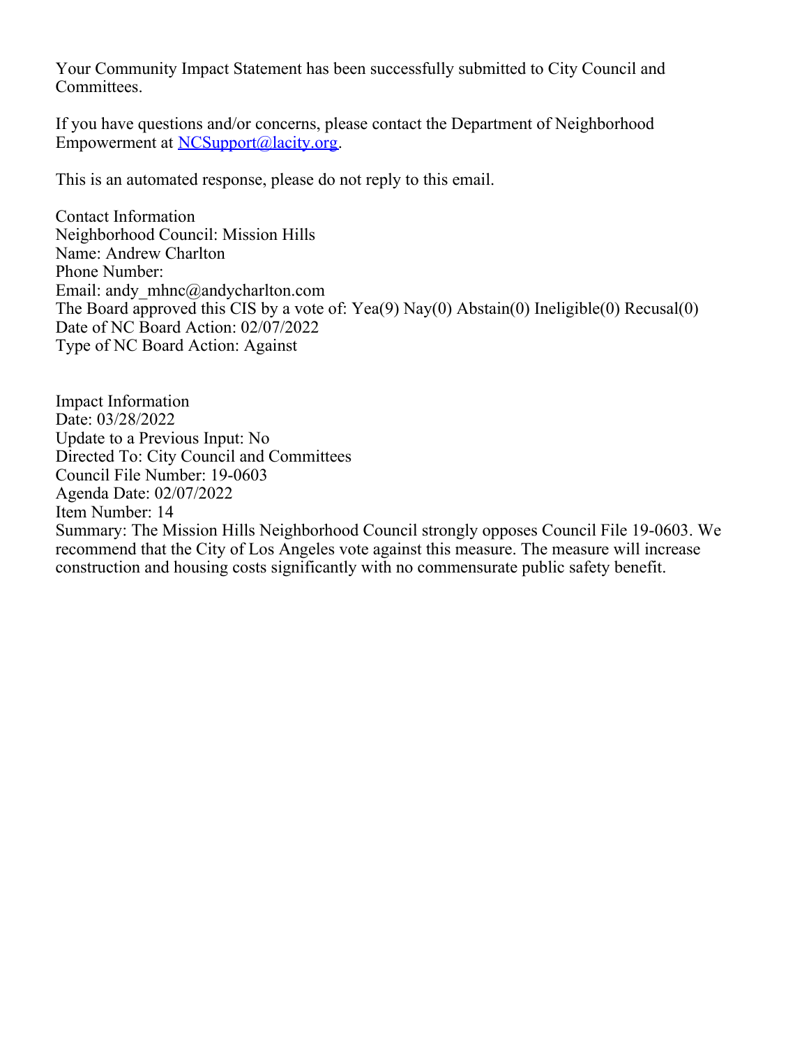Your Community Impact Statement has been successfully submitted to City Council and Committees.

If you have questions and/or concerns, please contact the Department of Neighborhood Empowerment at [NCSupport@lacity.org](mailto:NCSupport@lacity.org).

This is an automated response, please do not reply to this email.

Contact Information  
Neighborhood Council: Mission Hills  
Name: Andrew Charlton  
Phone Number:  
Email: andy_mhnc@andycharlton.com  
The Board approved this CIS by a vote of: Yea(9) Nay(0) Abstain(0) Ineligible(0) Recusal(0)  
Date of NC Board Action: 02/07/2022  
Type of NC Board Action: Against

Impact Information  
Date: 03/28/2022  
Update to a Previous Input: No  
Directed To: City Council and Committees  
Council File Number: 19-0603  
Agenda Date: 02/07/2022  
Item Number: 14  
Summary: The Mission Hills Neighborhood Council strongly opposes Council File 19-0603. We recommend that the City of Los Angeles vote against this measure. The measure will increase construction and housing costs significantly with no commensurate public safety benefit.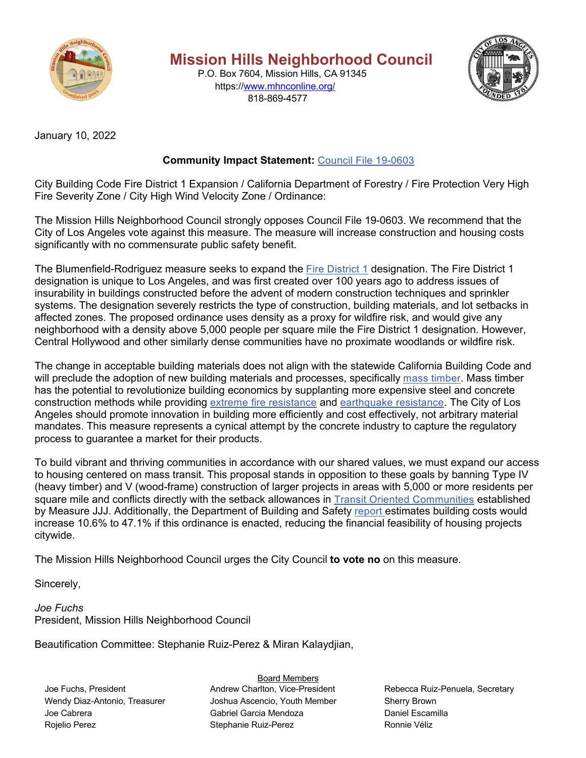# Mission Hills Neighborhood Council

P.O. Box 7604, Mission Hills, CA 91345
https://www.mhnconline.org/
818-869-4577

January 10, 2022

**Community Impact Statement:** Council File 19-0603

City Building Code Fire District 1 Expansion / California Department of Forestry / Fire Protection Very High Fire Severity Zone / City High Wind Velocity Zone / Ordinance:

The Mission Hills Neighborhood Council strongly opposes Council File 19-0603. We recommend that the City of Los Angeles vote against this measure. The measure will increase construction and housing costs significantly with no commensurate public safety benefit.

The Blumenfield-Rodriguez measure seeks to expand the Fire District 1 designation. The Fire District 1 designation is unique to Los Angeles, and was first created over 100 years ago to address issues of insurability in buildings constructed before the advent of modern construction techniques and sprinkler systems. The designation severely restricts the type of construction, building materials, and lot setbacks in affected zones. The proposed ordinance uses density as a proxy for wildfire risk, and would give any neighborhood with a density above 5,000 people per square mile the Fire District 1 designation. However, Central Hollywood and other similarly dense communities have no proximate woodlands or wildfire risk.

The change in acceptable building materials does not align with the statewide California Building Code and will preclude the adoption of new building materials and processes, specifically mass timber. Mass timber has the potential to revolutionize building economics by supplanting more expensive steel and concrete construction methods while providing extreme fire resistance and earthquake resistance. The City of Los Angeles should promote innovation in building more efficiently and cost effectively, not arbitrary material mandates. This measure represents a cynical attempt by the concrete industry to capture the regulatory process to guarantee a market for their products.

To build vibrant and thriving communities in accordance with our shared values, we must expand our access to housing centered on mass transit. This proposal stands in opposition to these goals by banning Type IV (heavy timber) and V (wood-frame) construction of larger projects in areas with 5,000 or more residents per square mile and conflicts directly with the setback allowances in Transit Oriented Communities established by Measure JJJ. Additionally, the Department of Building and Safety report estimates building costs would increase 10.6% to 47.1% if this ordinance is enacted, reducing the financial feasibility of housing projects citywide.

The Mission Hills Neighborhood Council urges the City Council **to vote no** on this measure.

Sincerely,

*Joe Fuchs*
President, Mission Hills Neighborhood Council

Beautification Committee: Stephanie Ruiz-Perez & Miran Kalaydjian,

Board Members

Joe Fuchs, President
Wendy Diaz-Antonio, Treasurer
Joe Cabrera
Rojelio Perez
Andrew Charlton, Vice-President
Joshua Ascencio, Youth Member
Gabriel Garcia Mendoza
Stephanie Ruiz-Perez
Rebecca Ruiz-Penuela, Secretary
Sherry Brown
Daniel Escamilla
Ronnie Véliz